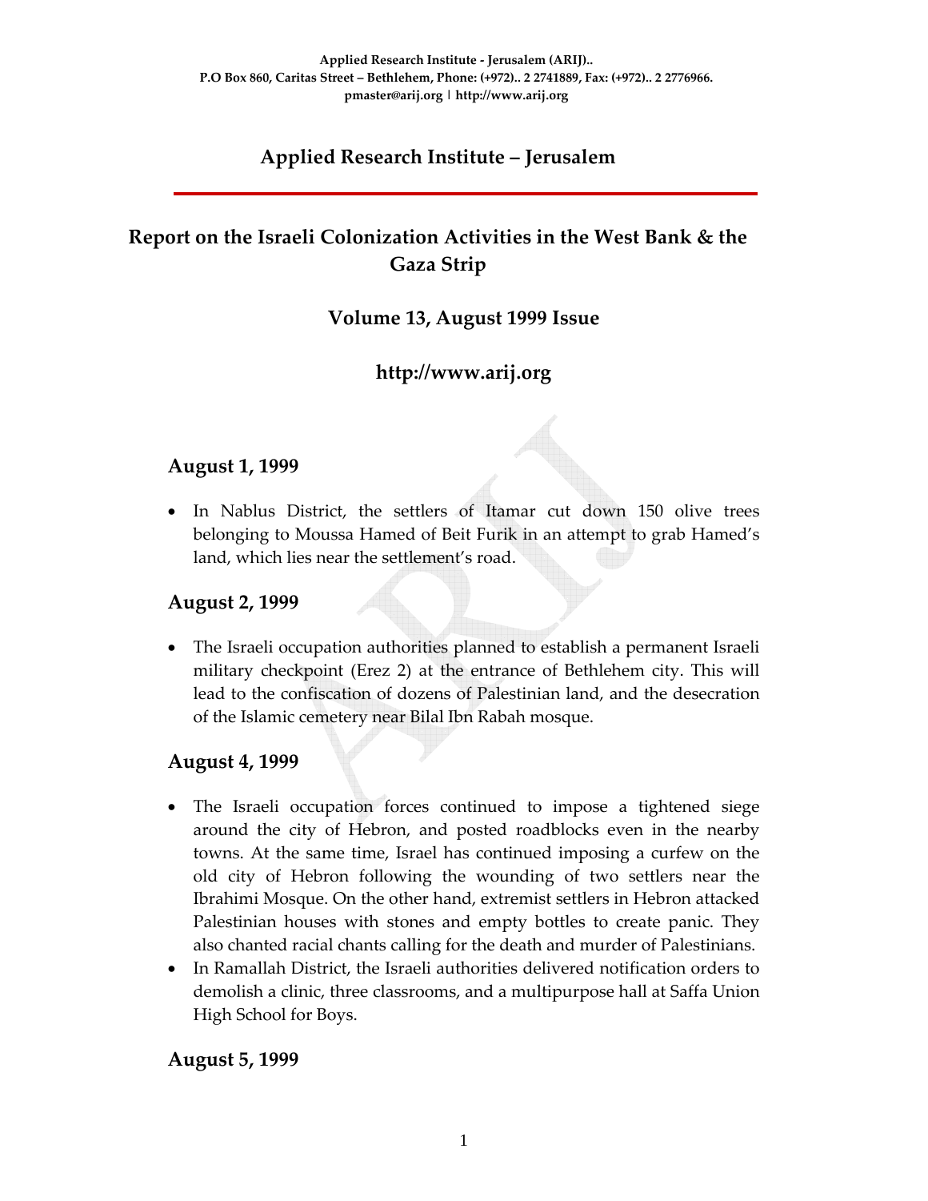Applied Research Institute - Jerusalem (ARIJ)..
P.O Box 860, Caritas Street – Bethlehem, Phone: (+972).. 2 2741889, Fax: (+972).. 2 2776966.
pmaster@arij.org | http://www.arij.org

# Applied Research Institute – Jerusalem

# Report on the Israeli Colonization Activities in the West Bank & the Gaza Strip

## Volume 13, August 1999 Issue

## http://www.arij.org

### August 1, 1999

- In Nablus District, the settlers of Itamar cut down 150 olive trees belonging to Moussa Hamed of Beit Furik in an attempt to grab Hamed's land, which lies near the settlement's road.

### August 2, 1999

- The Israeli occupation authorities planned to establish a permanent Israeli military checkpoint (Erez 2) at the entrance of Bethlehem city. This will lead to the confiscation of dozens of Palestinian land, and the desecration of the Islamic cemetery near Bilal Ibn Rabah mosque.

### August 4, 1999

- The Israeli occupation forces continued to impose a tightened siege around the city of Hebron, and posted roadblocks even in the nearby towns. At the same time, Israel has continued imposing a curfew on the old city of Hebron following the wounding of two settlers near the Ibrahimi Mosque. On the other hand, extremist settlers in Hebron attacked Palestinian houses with stones and empty bottles to create panic. They also chanted racial chants calling for the death and murder of Palestinians.
- In Ramallah District, the Israeli authorities delivered notification orders to demolish a clinic, three classrooms, and a multipurpose hall at Saffa Union High School for Boys.

### August 5, 1999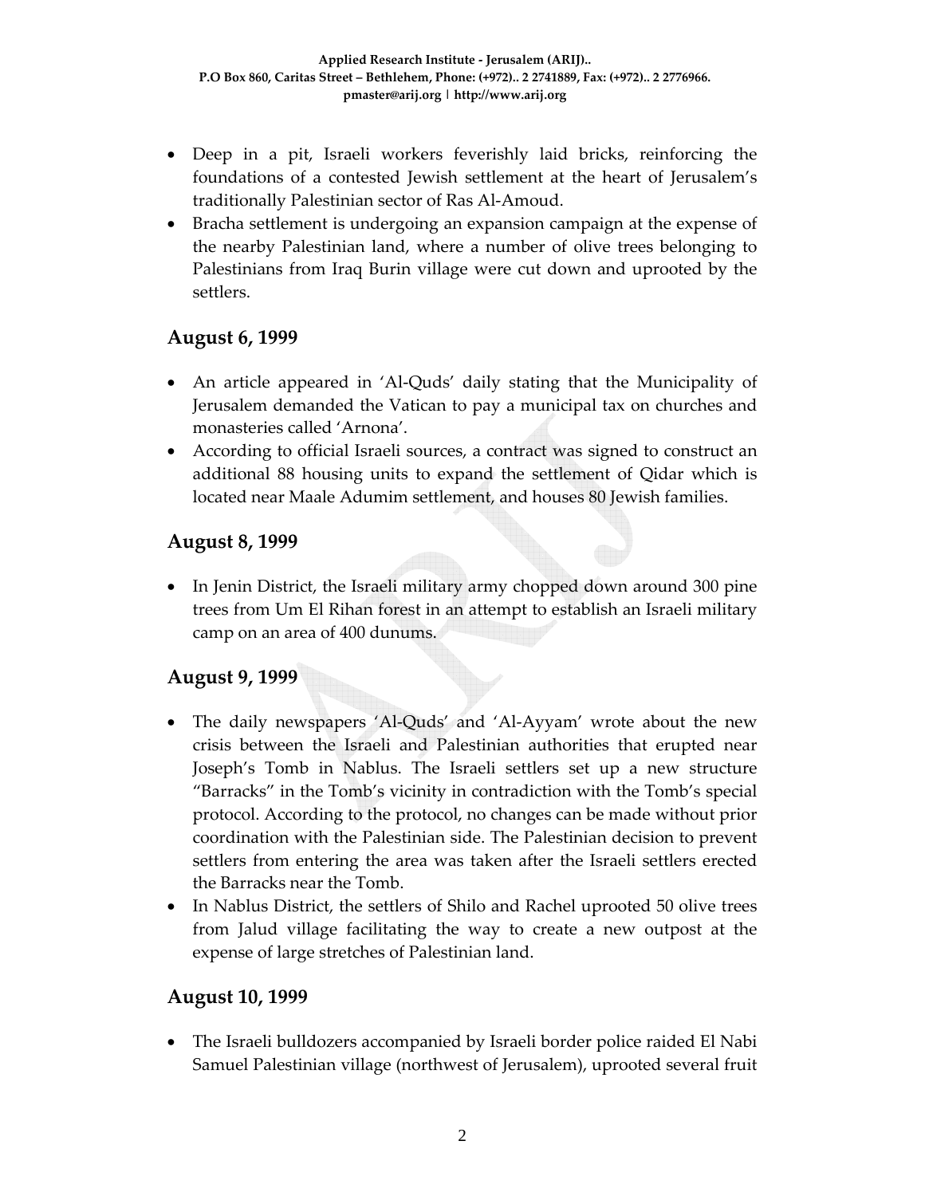- Deep in a pit, Israeli workers feverishly laid bricks, reinforcing the foundations of a contested Jewish settlement at the heart of Jerusalem's traditionally Palestinian sector of Ras Al-Amoud.
- Bracha settlement is undergoing an expansion campaign at the expense of the nearby Palestinian land, where a number of olive trees belonging to Palestinians from Iraq Burin village were cut down and uprooted by the settlers.

## August 6, 1999

- An article appeared in 'Al-Quds' daily stating that the Municipality of Jerusalem demanded the Vatican to pay a municipal tax on churches and monasteries called 'Arnona'.
- According to official Israeli sources, a contract was signed to construct an additional 88 housing units to expand the settlement of Qidar which is located near Maale Adumim settlement, and houses 80 Jewish families.

## August 8, 1999

- In Jenin District, the Israeli military army chopped down around 300 pine trees from Um El Rihan forest in an attempt to establish an Israeli military camp on an area of 400 dunums.

## August 9, 1999

- The daily newspapers 'Al-Quds' and 'Al-Ayyam' wrote about the new crisis between the Israeli and Palestinian authorities that erupted near Joseph's Tomb in Nablus. The Israeli settlers set up a new structure "Barracks" in the Tomb's vicinity in contradiction with the Tomb's special protocol. According to the protocol, no changes can be made without prior coordination with the Palestinian side. The Palestinian decision to prevent settlers from entering the area was taken after the Israeli settlers erected the Barracks near the Tomb.
- In Nablus District, the settlers of Shilo and Rachel uprooted 50 olive trees from Jalud village facilitating the way to create a new outpost at the expense of large stretches of Palestinian land.

## August 10, 1999

- The Israeli bulldozers accompanied by Israeli border police raided El Nabi Samuel Palestinian village (northwest of Jerusalem), uprooted several fruit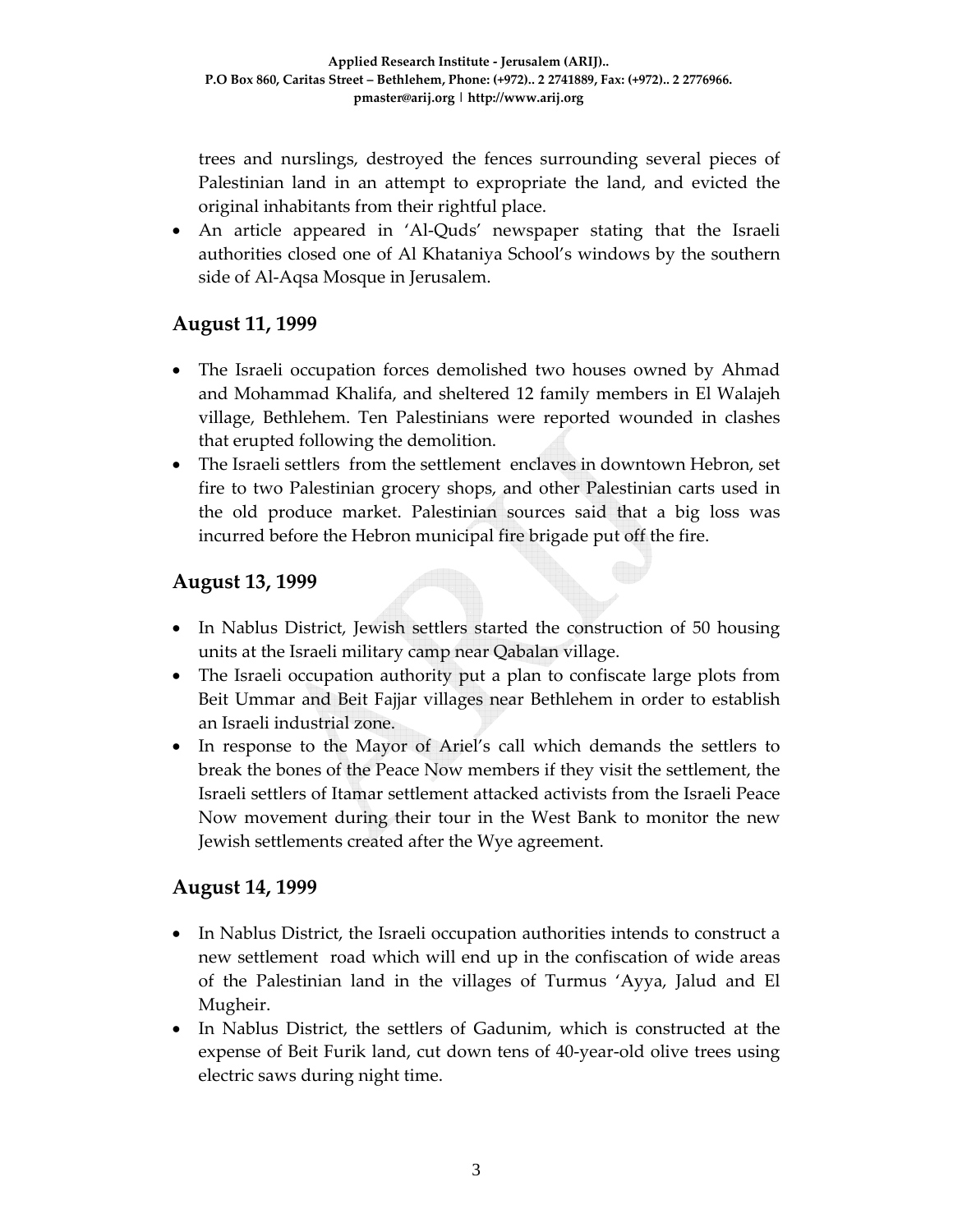trees and nurslings, destroyed the fences surrounding several pieces of Palestinian land in an attempt to expropriate the land, and evicted the original inhabitants from their rightful place.

- An article appeared in 'Al-Quds' newspaper stating that the Israeli authorities closed one of Al Khataniya School's windows by the southern side of Al-Aqsa Mosque in Jerusalem.

## August 11, 1999

- The Israeli occupation forces demolished two houses owned by Ahmad and Mohammad Khalifa, and sheltered 12 family members in El Walajeh village, Bethlehem. Ten Palestinians were reported wounded in clashes that erupted following the demolition.
- The Israeli settlers from the settlement enclaves in downtown Hebron, set fire to two Palestinian grocery shops, and other Palestinian carts used in the old produce market. Palestinian sources said that a big loss was incurred before the Hebron municipal fire brigade put off the fire.

## August 13, 1999

- In Nablus District, Jewish settlers started the construction of 50 housing units at the Israeli military camp near Qabalan village.
- The Israeli occupation authority put a plan to confiscate large plots from Beit Ummar and Beit Fajjar villages near Bethlehem in order to establish an Israeli industrial zone.
- In response to the Mayor of Ariel's call which demands the settlers to break the bones of the Peace Now members if they visit the settlement, the Israeli settlers of Itamar settlement attacked activists from the Israeli Peace Now movement during their tour in the West Bank to monitor the new Jewish settlements created after the Wye agreement.

## August 14, 1999

- In Nablus District, the Israeli occupation authorities intends to construct a new settlement road which will end up in the confiscation of wide areas of the Palestinian land in the villages of Turmus 'Ayya, Jalud and El Mugheir.
- In Nablus District, the settlers of Gadunim, which is constructed at the expense of Beit Furik land, cut down tens of 40-year-old olive trees using electric saws during night time.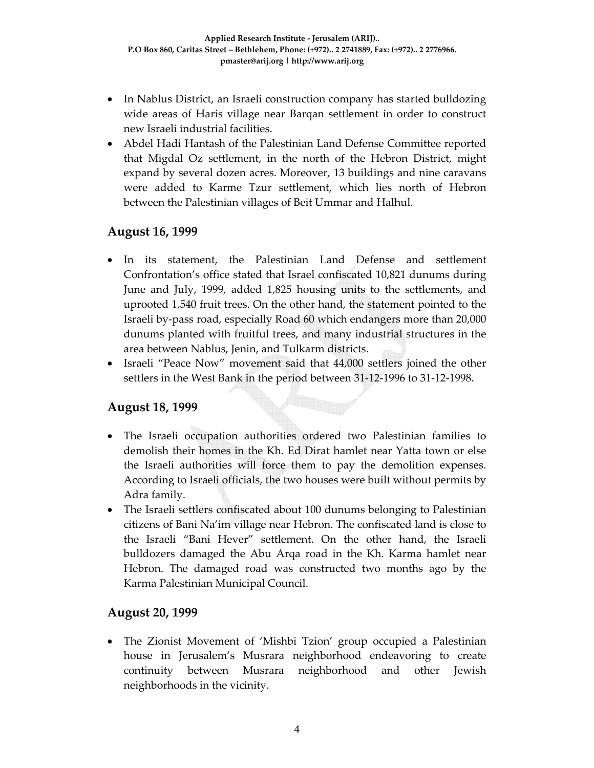- In Nablus District, an Israeli construction company has started bulldozing wide areas of Haris village near Barqan settlement in order to construct new Israeli industrial facilities.
- Abdel Hadi Hantash of the Palestinian Land Defense Committee reported that Migdal Oz settlement, in the north of the Hebron District, might expand by several dozen acres. Moreover, 13 buildings and nine caravans were added to Karme Tzur settlement, which lies north of Hebron between the Palestinian villages of Beit Ummar and Halhul.

## August 16, 1999

- In its statement, the Palestinian Land Defense and settlement Confrontation's office stated that Israel confiscated 10,821 dunums during June and July, 1999, added 1,825 housing units to the settlements, and uprooted 1,540 fruit trees. On the other hand, the statement pointed to the Israeli by-pass road, especially Road 60 which endangers more than 20,000 dunums planted with fruitful trees, and many industrial structures in the area between Nablus, Jenin, and Tulkarm districts.
- Israeli "Peace Now" movement said that 44,000 settlers joined the other settlers in the West Bank in the period between 31-12-1996 to 31-12-1998.

## August 18, 1999

- The Israeli occupation authorities ordered two Palestinian families to demolish their homes in the Kh. Ed Dirat hamlet near Yatta town or else the Israeli authorities will force them to pay the demolition expenses. According to Israeli officials, the two houses were built without permits by Adra family.
- The Israeli settlers confiscated about 100 dunums belonging to Palestinian citizens of Bani Na'im village near Hebron. The confiscated land is close to the Israeli "Bani Hever" settlement. On the other hand, the Israeli bulldozers damaged the Abu Arqa road in the Kh. Karma hamlet near Hebron. The damaged road was constructed two months ago by the Karma Palestinian Municipal Council.

## August 20, 1999

- The Zionist Movement of 'Mishbi Tzion' group occupied a Palestinian house in Jerusalem's Musrara neighborhood endeavoring to create continuity between Musrara neighborhood and other Jewish neighborhoods in the vicinity.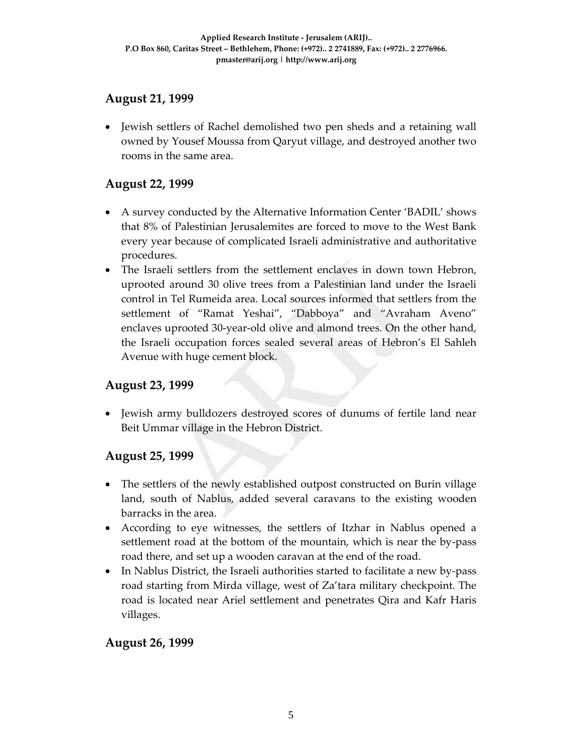## August 21, 1999

- Jewish settlers of Rachel demolished two pen sheds and a retaining wall owned by Yousef Moussa from Qaryut village, and destroyed another two rooms in the same area.

## August 22, 1999

- A survey conducted by the Alternative Information Center 'BADIL' shows that 8% of Palestinian Jerusalemites are forced to move to the West Bank every year because of complicated Israeli administrative and authoritative procedures.
- The Israeli settlers from the settlement enclaves in down town Hebron, uprooted around 30 olive trees from a Palestinian land under the Israeli control in Tel Rumeida area. Local sources informed that settlers from the settlement of "Ramat Yeshai", "Dabboya" and "Avraham Aveno" enclaves uprooted 30-year-old olive and almond trees. On the other hand, the Israeli occupation forces sealed several areas of Hebron's El Sahleh Avenue with huge cement block.

## August 23, 1999

- Jewish army bulldozers destroyed scores of dunums of fertile land near Beit Ummar village in the Hebron District.

## August 25, 1999

- The settlers of the newly established outpost constructed on Burin village land, south of Nablus, added several caravans to the existing wooden barracks in the area.
- According to eye witnesses, the settlers of Itzhar in Nablus opened a settlement road at the bottom of the mountain, which is near the by-pass road there, and set up a wooden caravan at the end of the road.
- In Nablus District, the Israeli authorities started to facilitate a new by-pass road starting from Mirda village, west of Za'tara military checkpoint. The road is located near Ariel settlement and penetrates Qira and Kafr Haris villages.

## August 26, 1999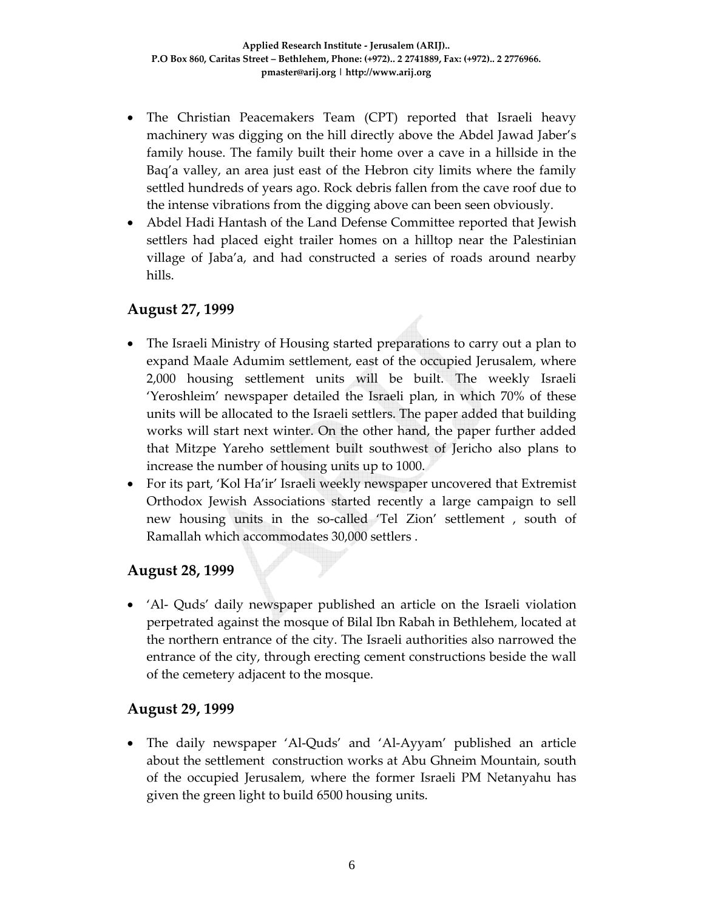- The Christian Peacemakers Team (CPT) reported that Israeli heavy machinery was digging on the hill directly above the Abdel Jawad Jaber's family house. The family built their home over a cave in a hillside in the Baq'a valley, an area just east of the Hebron city limits where the family settled hundreds of years ago. Rock debris fallen from the cave roof due to the intense vibrations from the digging above can been seen obviously.
- Abdel Hadi Hantash of the Land Defense Committee reported that Jewish settlers had placed eight trailer homes on a hilltop near the Palestinian village of Jaba'a, and had constructed a series of roads around nearby hills.

## August 27, 1999

- The Israeli Ministry of Housing started preparations to carry out a plan to expand Maale Adumim settlement, east of the occupied Jerusalem, where 2,000 housing settlement units will be built. The weekly Israeli 'Yeroshleim' newspaper detailed the Israeli plan, in which 70% of these units will be allocated to the Israeli settlers. The paper added that building works will start next winter. On the other hand, the paper further added that Mitzpe Yareho settlement built southwest of Jericho also plans to increase the number of housing units up to 1000.
- For its part, 'Kol Ha'ir' Israeli weekly newspaper uncovered that Extremist Orthodox Jewish Associations started recently a large campaign to sell new housing units in the so-called 'Tel Zion' settlement , south of Ramallah which accommodates 30,000 settlers .

## August 28, 1999

- 'Al- Quds' daily newspaper published an article on the Israeli violation perpetrated against the mosque of Bilal Ibn Rabah in Bethlehem, located at the northern entrance of the city. The Israeli authorities also narrowed the entrance of the city, through erecting cement constructions beside the wall of the cemetery adjacent to the mosque.

## August 29, 1999

- The daily newspaper 'Al-Quds' and 'Al-Ayyam' published an article about the settlement construction works at Abu Ghneim Mountain, south of the occupied Jerusalem, where the former Israeli PM Netanyahu has given the green light to build 6500 housing units.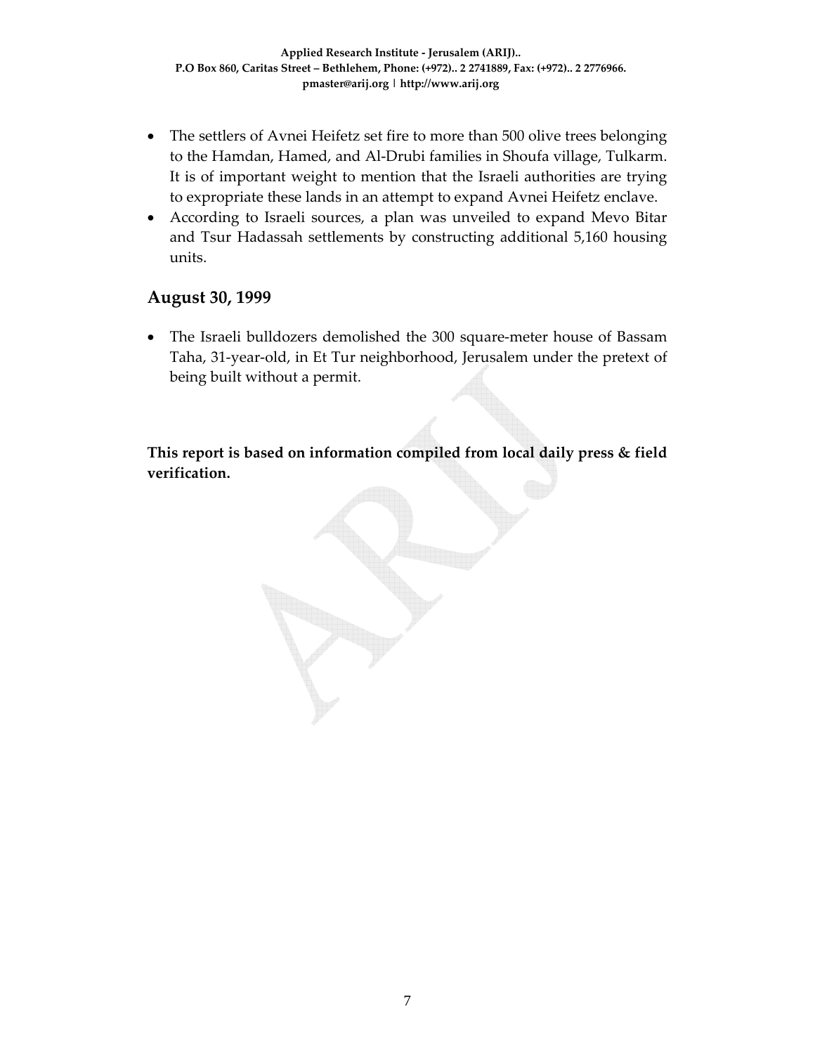- The settlers of Avnei Heifetz set fire to more than 500 olive trees belonging to the Hamdan, Hamed, and Al-Drubi families in Shoufa village, Tulkarm. It is of important weight to mention that the Israeli authorities are trying to expropriate these lands in an attempt to expand Avnei Heifetz enclave.
- According to Israeli sources, a plan was unveiled to expand Mevo Bitar and Tsur Hadassah settlements by constructing additional 5,160 housing units.

## August 30, 1999

- The Israeli bulldozers demolished the 300 square-meter house of Bassam Taha, 31-year-old, in Et Tur neighborhood, Jerusalem under the pretext of being built without a permit.

**This report is based on information compiled from local daily press & field verification.**